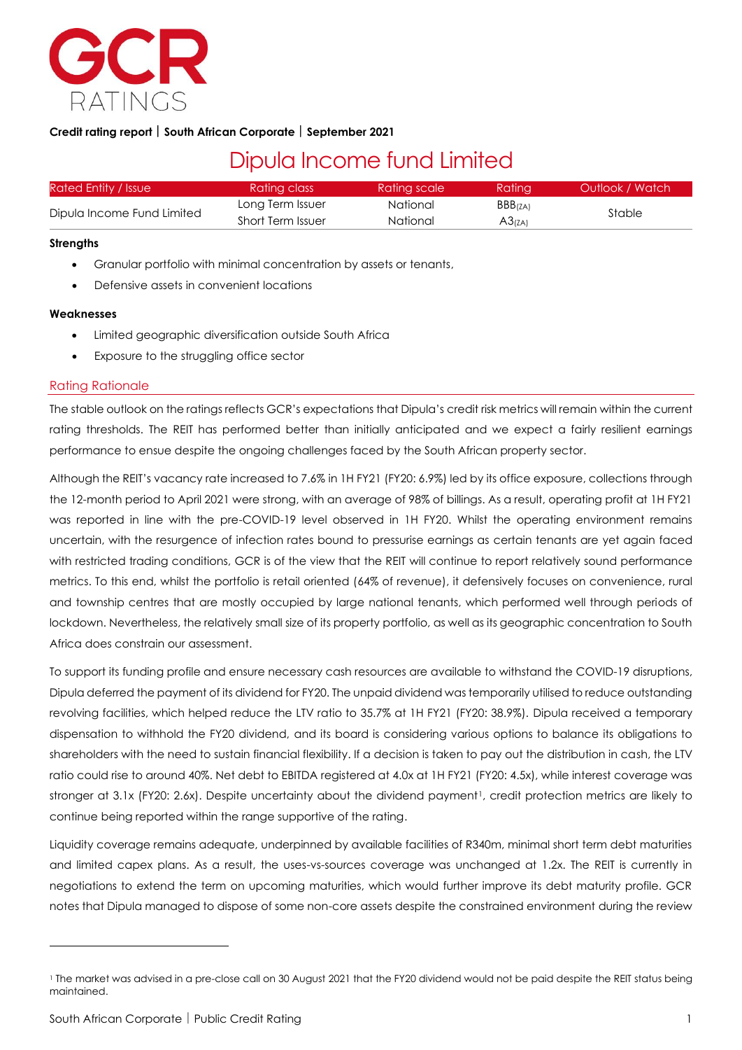GCR RATINGS

**Credit rating report | South African Corporate | September 2021**

# Dipula Income fund Limited

| Rated Entity / Issue | Rating class | Rating scale | Rating | Outlook / Watch |
|---|---|---|---|---|
| Dipula Income Fund Limited | Long Term Issuer | National | $BBB_{(ZA)}$ | Stable |
| | Short Term Issuer | National | $A3_{(ZA)}$ | |

**Strengths**

- Granular portfolio with minimal concentration by assets or tenants,
- Defensive assets in convenient locations

**Weaknesses**

- Limited geographic diversification outside South Africa
- Exposure to the struggling office sector

## Rating Rationale

The stable outlook on the ratings reflects GCR's expectations that Dipula's credit risk metrics will remain within the current rating thresholds. The REIT has performed better than initially anticipated and we expect a fairly resilient earnings performance to ensue despite the ongoing challenges faced by the South African property sector.

Although the REIT's vacancy rate increased to 7.6% in 1H FY21 (FY20: 6.9%) led by its office exposure, collections through the 12-month period to April 2021 were strong, with an average of 98% of billings. As a result, operating profit at 1H FY21 was reported in line with the pre-COVID-19 level observed in 1H FY20. Whilst the operating environment remains uncertain, with the resurgence of infection rates bound to pressurise earnings as certain tenants are yet again faced with restricted trading conditions, GCR is of the view that the REIT will continue to report relatively sound performance metrics. To this end, whilst the portfolio is retail oriented (64% of revenue), it defensively focuses on convenience, rural and township centres that are mostly occupied by large national tenants, which performed well through periods of lockdown. Nevertheless, the relatively small size of its property portfolio, as well as its geographic concentration to South Africa does constrain our assessment.

To support its funding profile and ensure necessary cash resources are available to withstand the COVID-19 disruptions, Dipula deferred the payment of its dividend for FY20. The unpaid dividend was temporarily utilised to reduce outstanding revolving facilities, which helped reduce the LTV ratio to 35.7% at 1H FY21 (FY20: 38.9%). Dipula received a temporary dispensation to withhold the FY20 dividend, and its board is considering various options to balance its obligations to shareholders with the need to sustain financial flexibility. If a decision is taken to pay out the distribution in cash, the LTV ratio could rise to around 40%. Net debt to EBITDA registered at 4.0x at 1H FY21 (FY20: 4.5x), while interest coverage was stronger at 3.1x (FY20: 2.6x). Despite uncertainty about the dividend payment[1], credit protection metrics are likely to continue being reported within the range supportive of the rating.

Liquidity coverage remains adequate, underpinned by available facilities of R340m, minimal short term debt maturities and limited capex plans. As a result, the uses-vs-sources coverage was unchanged at 1.2x. The REIT is currently in negotiations to extend the term on upcoming maturities, which would further improve its debt maturity profile. GCR notes that Dipula managed to dispose of some non-core assets despite the constrained environment during the review

[1] The market was advised in a pre-close call on 30 August 2021 that the FY20 dividend would not be paid despite the REIT status being maintained.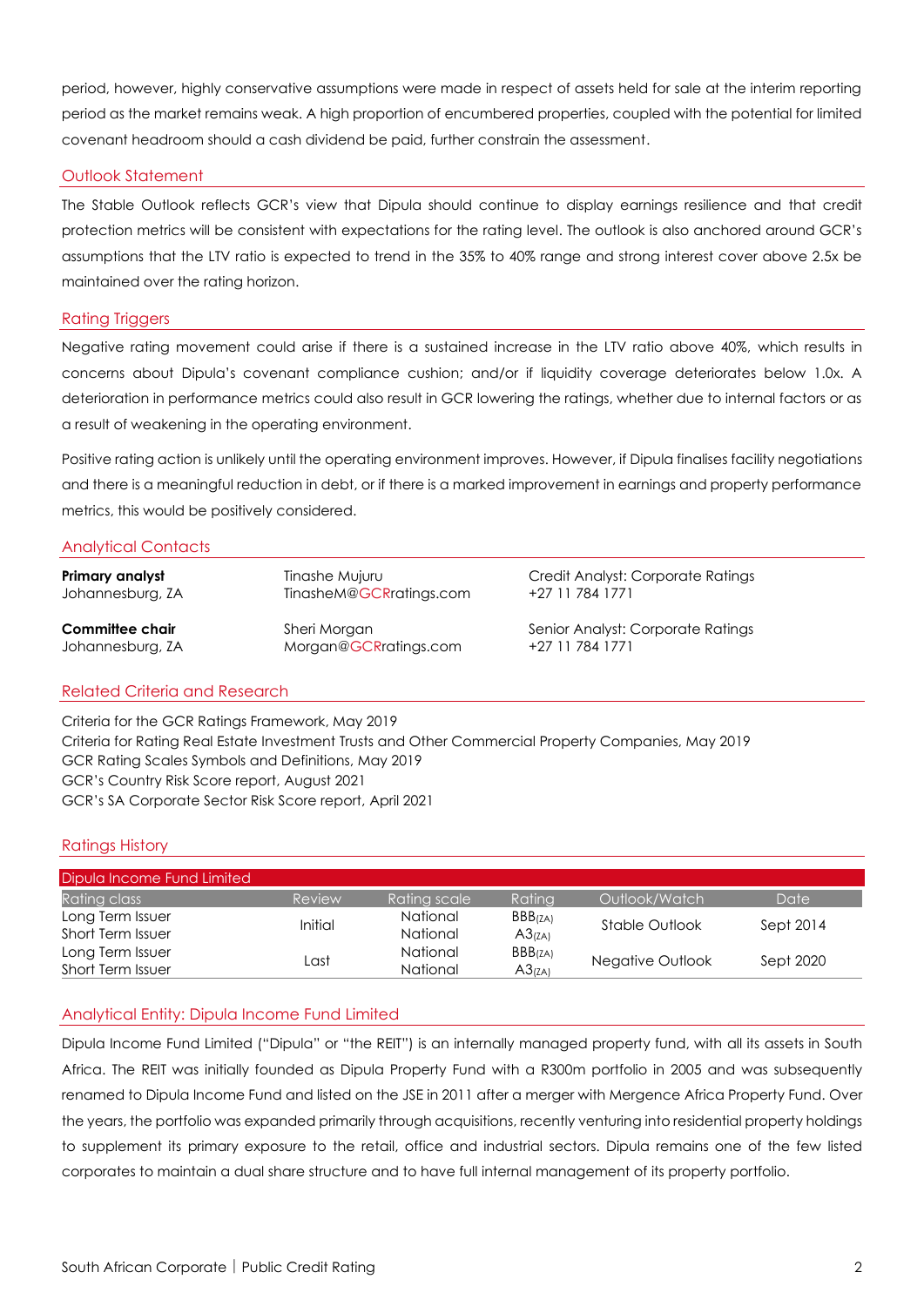period, however, highly conservative assumptions were made in respect of assets held for sale at the interim reporting period as the market remains weak. A high proportion of encumbered properties, coupled with the potential for limited covenant headroom should a cash dividend be paid, further constrain the assessment.

## Outlook Statement

The Stable Outlook reflects GCR's view that Dipula should continue to display earnings resilience and that credit protection metrics will be consistent with expectations for the rating level. The outlook is also anchored around GCR's assumptions that the LTV ratio is expected to trend in the 35% to 40% range and strong interest cover above 2.5x be maintained over the rating horizon.

## Rating Triggers

Negative rating movement could arise if there is a sustained increase in the LTV ratio above 40%, which results in concerns about Dipula's covenant compliance cushion; and/or if liquidity coverage deteriorates below 1.0x. A deterioration in performance metrics could also result in GCR lowering the ratings, whether due to internal factors or as a result of weakening in the operating environment.

Positive rating action is unlikely until the operating environment improves. However, if Dipula finalises facility negotiations and there is a meaningful reduction in debt, or if there is a marked improvement in earnings and property performance metrics, this would be positively considered.

## Analytical Contacts

| | | |
|---|---|---|
| **Primary analyst**<br>Johannesburg, ZA | Tinashe Mujuru<br>TinasheM@GCRratings.com | Credit Analyst: Corporate Ratings<br>+27 11 784 1771 |
| **Committee chair**<br>Johannesburg, ZA | Sheri Morgan<br>Morgan@GCRratings.com | Senior Analyst: Corporate Ratings<br>+27 11 784 1771 |

## Related Criteria and Research

Criteria for the GCR Ratings Framework, May 2019
Criteria for Rating Real Estate Investment Trusts and Other Commercial Property Companies, May 2019
GCR Rating Scales Symbols and Definitions, May 2019
GCR's Country Risk Score report, August 2021
GCR's SA Corporate Sector Risk Score report, April 2021

## Ratings History

| Dipula Income Fund Limited | | | | | |
|---|---|---|---|---|---|
| Rating class | Review | Rating scale | Rating | Outlook/Watch | Date |
| Long Term Issuer | Initial | National | $BBB_{(ZA)}$ | Stable Outlook | Sept 2014 |
| Short Term Issuer | | National | $A3_{(ZA)}$ | | |
| Long Term Issuer | Last | National | $BBB_{(ZA)}$ | Negative Outlook | Sept 2020 |
| Short Term Issuer | | National | $A3_{(ZA)}$ | | |

## Analytical Entity: Dipula Income Fund Limited

Dipula Income Fund Limited ("Dipula" or "the REIT") is an internally managed property fund, with all its assets in South Africa. The REIT was initially founded as Dipula Property Fund with a R300m portfolio in 2005 and was subsequently renamed to Dipula Income Fund and listed on the JSE in 2011 after a merger with Mergence Africa Property Fund. Over the years, the portfolio was expanded primarily through acquisitions, recently venturing into residential property holdings to supplement its primary exposure to the retail, office and industrial sectors. Dipula remains one of the few listed corporates to maintain a dual share structure and to have full internal management of its property portfolio.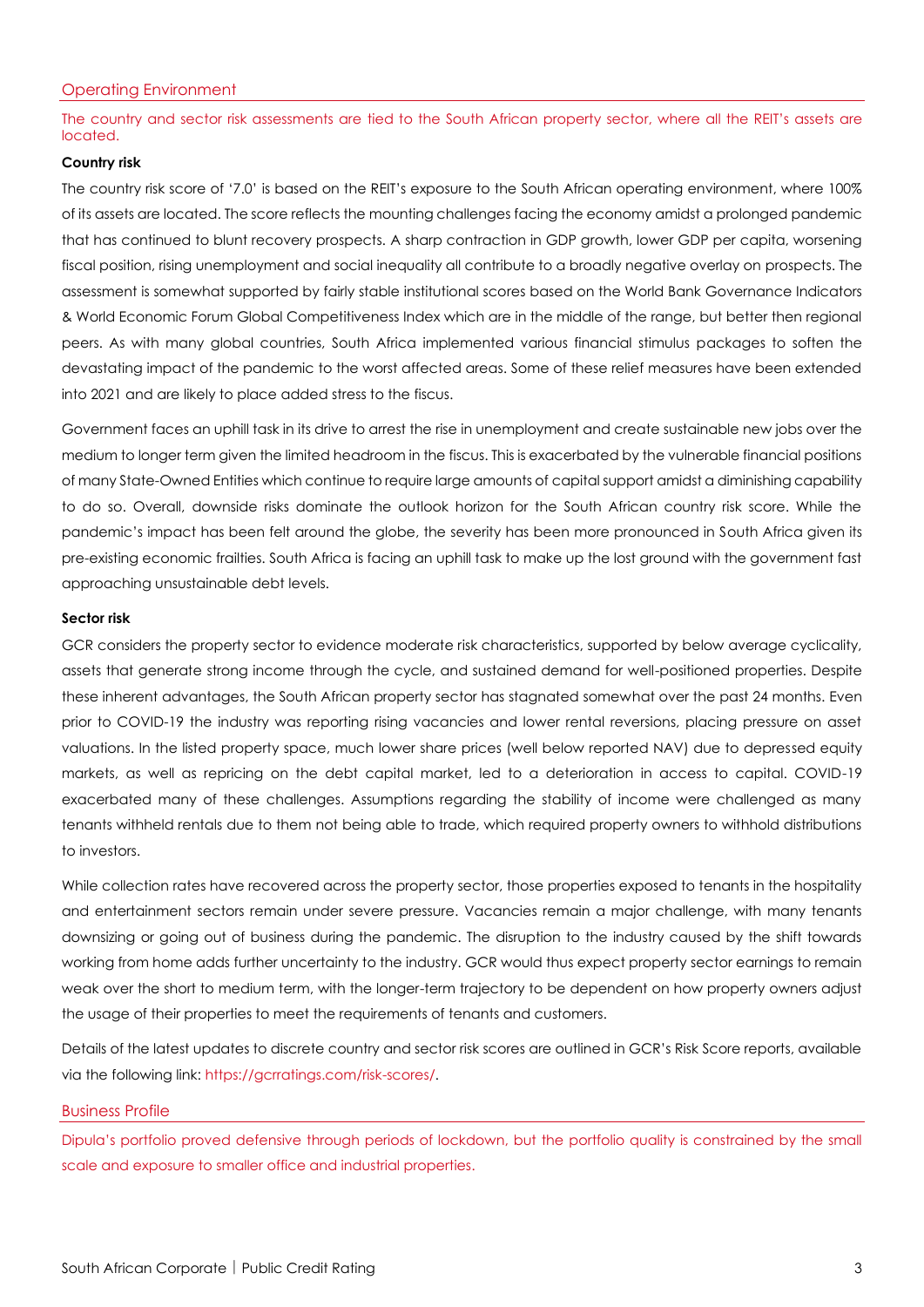## Operating Environment

The country and sector risk assessments are tied to the South African property sector, where all the REIT's assets are located.

**Country risk**

The country risk score of '7.0' is based on the REIT's exposure to the South African operating environment, where 100% of its assets are located. The score reflects the mounting challenges facing the economy amidst a prolonged pandemic that has continued to blunt recovery prospects. A sharp contraction in GDP growth, lower GDP per capita, worsening fiscal position, rising unemployment and social inequality all contribute to a broadly negative overlay on prospects. The assessment is somewhat supported by fairly stable institutional scores based on the World Bank Governance Indicators & World Economic Forum Global Competitiveness Index which are in the middle of the range, but better then regional peers. As with many global countries, South Africa implemented various financial stimulus packages to soften the devastating impact of the pandemic to the worst affected areas. Some of these relief measures have been extended into 2021 and are likely to place added stress to the fiscus.

Government faces an uphill task in its drive to arrest the rise in unemployment and create sustainable new jobs over the medium to longer term given the limited headroom in the fiscus. This is exacerbated by the vulnerable financial positions of many State-Owned Entities which continue to require large amounts of capital support amidst a diminishing capability to do so. Overall, downside risks dominate the outlook horizon for the South African country risk score. While the pandemic's impact has been felt around the globe, the severity has been more pronounced in South Africa given its pre-existing economic frailties. South Africa is facing an uphill task to make up the lost ground with the government fast approaching unsustainable debt levels.

**Sector risk**

GCR considers the property sector to evidence moderate risk characteristics, supported by below average cyclicality, assets that generate strong income through the cycle, and sustained demand for well-positioned properties. Despite these inherent advantages, the South African property sector has stagnated somewhat over the past 24 months. Even prior to COVID-19 the industry was reporting rising vacancies and lower rental reversions, placing pressure on asset valuations. In the listed property space, much lower share prices (well below reported NAV) due to depressed equity markets, as well as repricing on the debt capital market, led to a deterioration in access to capital. COVID-19 exacerbated many of these challenges. Assumptions regarding the stability of income were challenged as many tenants withheld rentals due to them not being able to trade, which required property owners to withhold distributions to investors.

While collection rates have recovered across the property sector, those properties exposed to tenants in the hospitality and entertainment sectors remain under severe pressure. Vacancies remain a major challenge, with many tenants downsizing or going out of business during the pandemic. The disruption to the industry caused by the shift towards working from home adds further uncertainty to the industry. GCR would thus expect property sector earnings to remain weak over the short to medium term, with the longer-term trajectory to be dependent on how property owners adjust the usage of their properties to meet the requirements of tenants and customers.

Details of the latest updates to discrete country and sector risk scores are outlined in GCR's Risk Score reports, available via the following link: https://gcrratings.com/risk-scores/.

## Business Profile

Dipula's portfolio proved defensive through periods of lockdown, but the portfolio quality is constrained by the small scale and exposure to smaller office and industrial properties.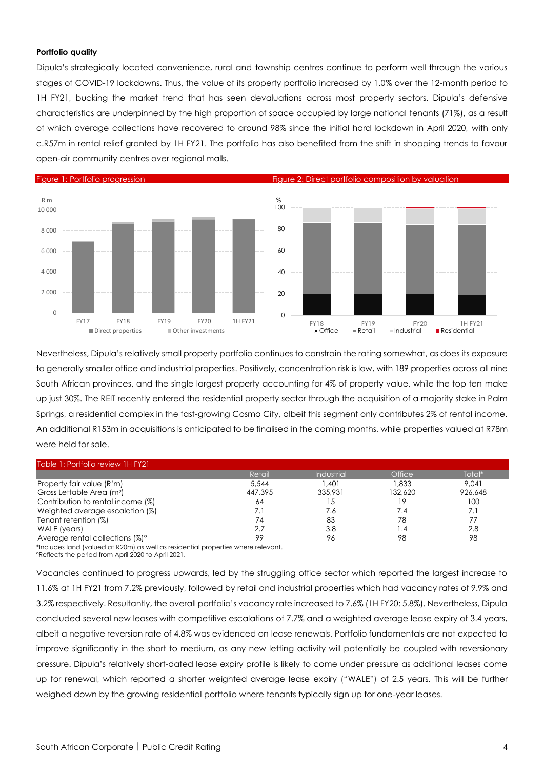**Portfolio quality**

Dipula's strategically located convenience, rural and township centres continue to perform well through the various stages of COVID-19 lockdowns. Thus, the value of its property portfolio increased by 1.0% over the 12-month period to 1H FY21, bucking the market trend that has seen devaluations across most property sectors. Dipula's defensive characteristics are underpinned by the high proportion of space occupied by large national tenants (71%), as a result of which average collections have recovered to around 98% since the initial hard lockdown in April 2020, with only c.R57m in rental relief granted by 1H FY21. The portfolio has also benefited from the shift in shopping trends to favour open-air community centres over regional malls.

Figure 1: Portfolio progression

Figure 2: Direct portfolio composition by valuation

Nevertheless, Dipula's relatively small property portfolio continues to constrain the rating somewhat, as does its exposure to generally smaller office and industrial properties. Positively, concentration risk is low, with 189 properties across all nine South African provinces, and the single largest property accounting for 4% of property value, while the top ten make up just 30%. The REIT recently entered the residential property sector through the acquisition of a majority stake in Palm Springs, a residential complex in the fast-growing Cosmo City, albeit this segment only contributes 2% of rental income. An additional R153m in acquisitions is anticipated to be finalised in the coming months, while properties valued at R78m were held for sale.

Table 1: Portfolio review 1H FY21

| | Retail | Industrial | Office | Total* |
|---|---|---|---|---|
| Property fair value (R'm) | 5,544 | 1,401 | 1,833 | 9,041 |
| Gross Lettable Area (m²) | 447,395 | 335,931 | 132,620 | 926,648 |
| Contribution to rental income (%) | 64 | 15 | 19 | 100 |
| Weighted average escalation (%) | 7.1 | 7.6 | 7.4 | 7.1 |
| Tenant retention (%) | 74 | 83 | 78 | 77 |
| WALE (years) | 2.7 | 3.8 | 1.4 | 2.8 |
| Average rental collections (%)° | 99 | 96 | 98 | 98 |

*Includes land (valued at R20m) as well as residential properties where relevant.
°Reflects the period from April 2020 to April 2021.

Vacancies continued to progress upwards, led by the struggling office sector which reported the largest increase to 11.6% at 1H FY21 from 7.2% previously, followed by retail and industrial properties which had vacancy rates of 9.9% and 3.2% respectively. Resultantly, the overall portfolio's vacancy rate increased to 7.6% (1H FY20: 5.8%). Nevertheless, Dipula concluded several new leases with competitive escalations of 7.7% and a weighted average lease expiry of 3.4 years, albeit a negative reversion rate of 4.8% was evidenced on lease renewals. Portfolio fundamentals are not expected to improve significantly in the short to medium, as any new letting activity will potentially be coupled with reversionary pressure. Dipula's relatively short-dated lease expiry profile is likely to come under pressure as additional leases come up for renewal, which reported a shorter weighted average lease expiry ("WALE") of 2.5 years. This will be further weighed down by the growing residential portfolio where tenants typically sign up for one-year leases.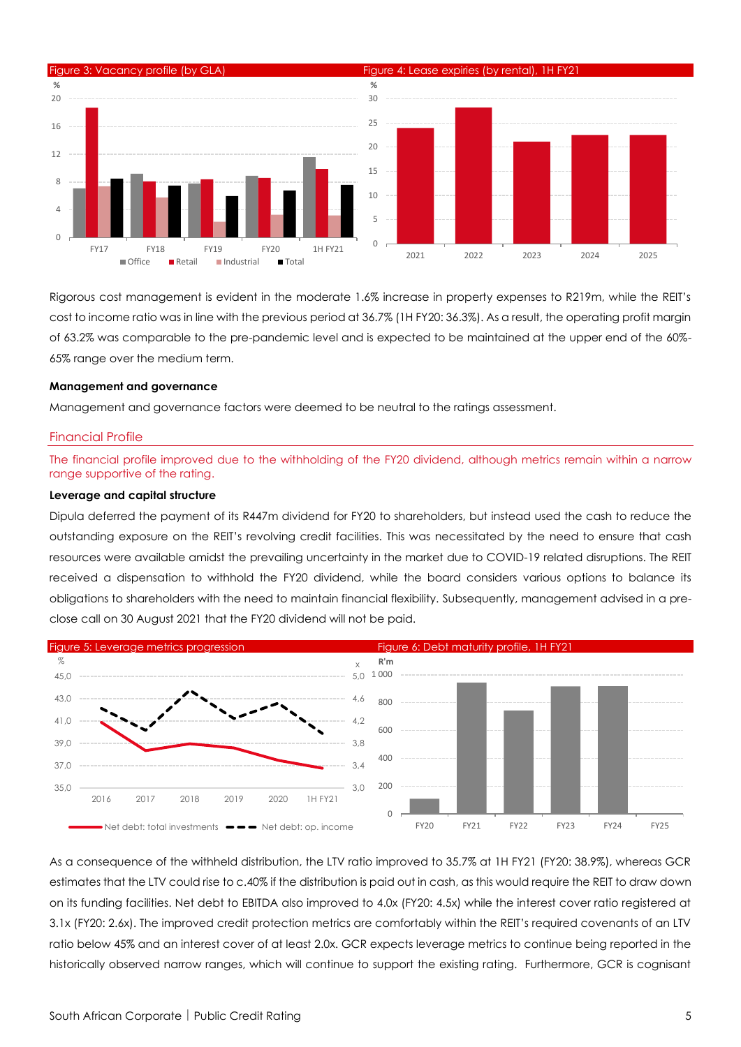Figure 3: Vacancy profile (by GLA)

Figure 4: Lease expiries (by rental), 1H FY21

Rigorous cost management is evident in the moderate 1.6% increase in property expenses to R219m, while the REIT's cost to income ratio was in line with the previous period at 36.7% (1H FY20: 36.3%). As a result, the operating profit margin of 63.2% was comparable to the pre-pandemic level and is expected to be maintained at the upper end of the 60%-65% range over the medium term.

**Management and governance**

Management and governance factors were deemed to be neutral to the ratings assessment.

## Financial Profile

The financial profile improved due to the withholding of the FY20 dividend, although metrics remain within a narrow range supportive of the rating.

**Leverage and capital structure**

Dipula deferred the payment of its R447m dividend for FY20 to shareholders, but instead used the cash to reduce the outstanding exposure on the REIT's revolving credit facilities. This was necessitated by the need to ensure that cash resources were available amidst the prevailing uncertainty in the market due to COVID-19 related disruptions. The REIT received a dispensation to withhold the FY20 dividend, while the board considers various options to balance its obligations to shareholders with the need to maintain financial flexibility. Subsequently, management advised in a pre-close call on 30 August 2021 that the FY20 dividend will not be paid.

Figure 5: Leverage metrics progression

Figure 6: Debt maturity profile, 1H FY21

As a consequence of the withheld distribution, the LTV ratio improved to 35.7% at 1H FY21 (FY20: 38.9%), whereas GCR estimates that the LTV could rise to c.40% if the distribution is paid out in cash, as this would require the REIT to draw down on its funding facilities. Net debt to EBITDA also improved to 4.0x (FY20: 4.5x) while the interest cover ratio registered at 3.1x (FY20: 2.6x). The improved credit protection metrics are comfortably within the REIT's required covenants of an LTV ratio below 45% and an interest cover of at least 2.0x. GCR expects leverage metrics to continue being reported in the historically observed narrow ranges, which will continue to support the existing rating. Furthermore, GCR is cognisant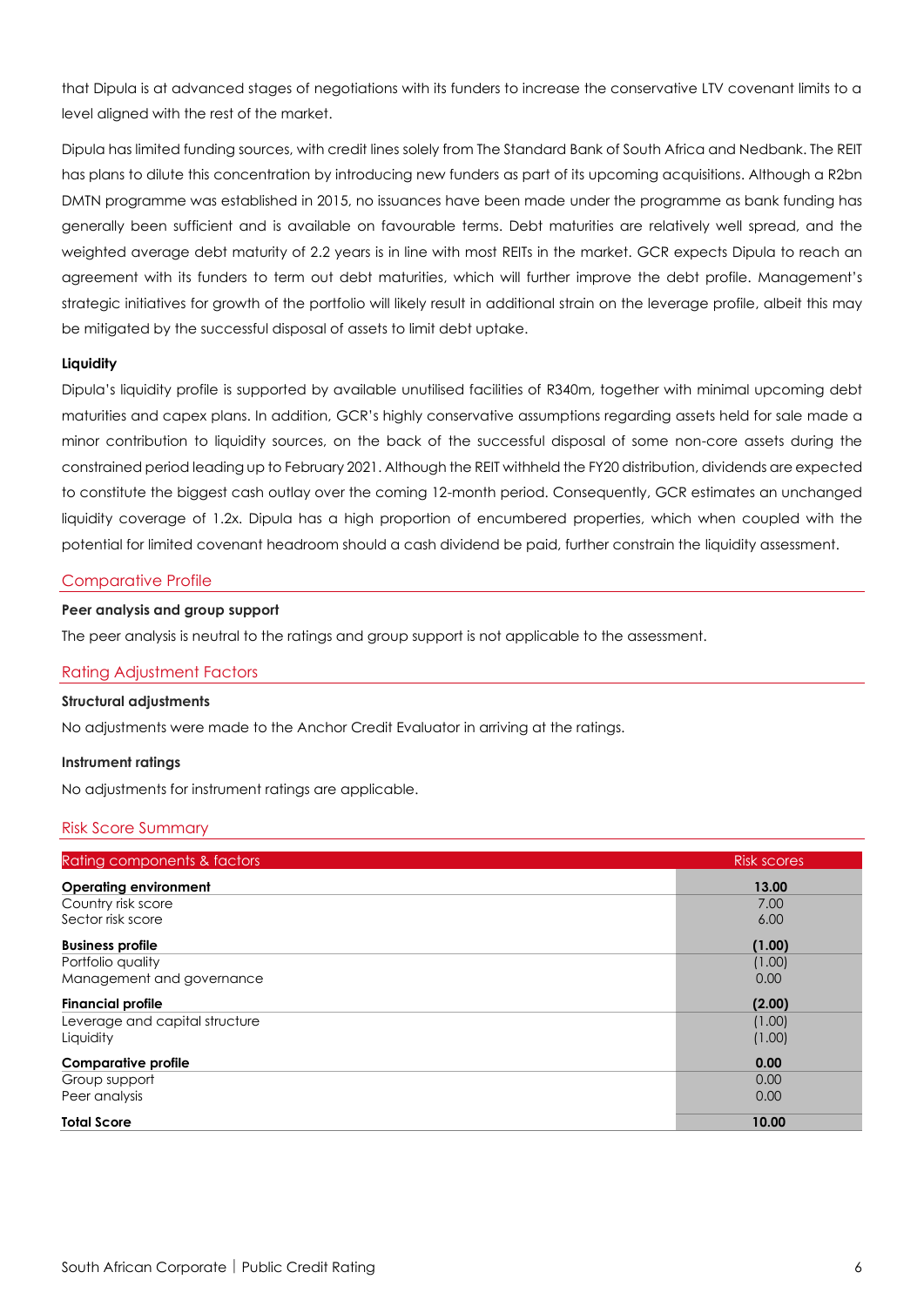that Dipula is at advanced stages of negotiations with its funders to increase the conservative LTV covenant limits to a level aligned with the rest of the market.

Dipula has limited funding sources, with credit lines solely from The Standard Bank of South Africa and Nedbank. The REIT has plans to dilute this concentration by introducing new funders as part of its upcoming acquisitions. Although a R2bn DMTN programme was established in 2015, no issuances have been made under the programme as bank funding has generally been sufficient and is available on favourable terms. Debt maturities are relatively well spread, and the weighted average debt maturity of 2.2 years is in line with most REITs in the market. GCR expects Dipula to reach an agreement with its funders to term out debt maturities, which will further improve the debt profile. Management's strategic initiatives for growth of the portfolio will likely result in additional strain on the leverage profile, albeit this may be mitigated by the successful disposal of assets to limit debt uptake.

**Liquidity**

Dipula's liquidity profile is supported by available unutilised facilities of R340m, together with minimal upcoming debt maturities and capex plans. In addition, GCR's highly conservative assumptions regarding assets held for sale made a minor contribution to liquidity sources, on the back of the successful disposal of some non-core assets during the constrained period leading up to February 2021. Although the REIT withheld the FY20 distribution, dividends are expected to constitute the biggest cash outlay over the coming 12-month period. Consequently, GCR estimates an unchanged liquidity coverage of 1.2x. Dipula has a high proportion of encumbered properties, which when coupled with the potential for limited covenant headroom should a cash dividend be paid, further constrain the liquidity assessment.

## Comparative Profile

**Peer analysis and group support**

The peer analysis is neutral to the ratings and group support is not applicable to the assessment.

## Rating Adjustment Factors

**Structural adjustments**

No adjustments were made to the Anchor Credit Evaluator in arriving at the ratings.

**Instrument ratings**

No adjustments for instrument ratings are applicable.

## Risk Score Summary

| Rating components & factors | Risk scores |
|---|---|
| **Operating environment** | **13.00** |
| Country risk score | 7.00 |
| Sector risk score | 6.00 |
| **Business profile** | **(1.00)** |
| Portfolio quality | (1.00) |
| Management and governance | 0.00 |
| **Financial profile** | **(2.00)** |
| Leverage and capital structure | (1.00) |
| Liquidity | (1.00) |
| **Comparative profile** | **0.00** |
| Group support | 0.00 |
| Peer analysis | 0.00 |
| **Total Score** | **10.00** |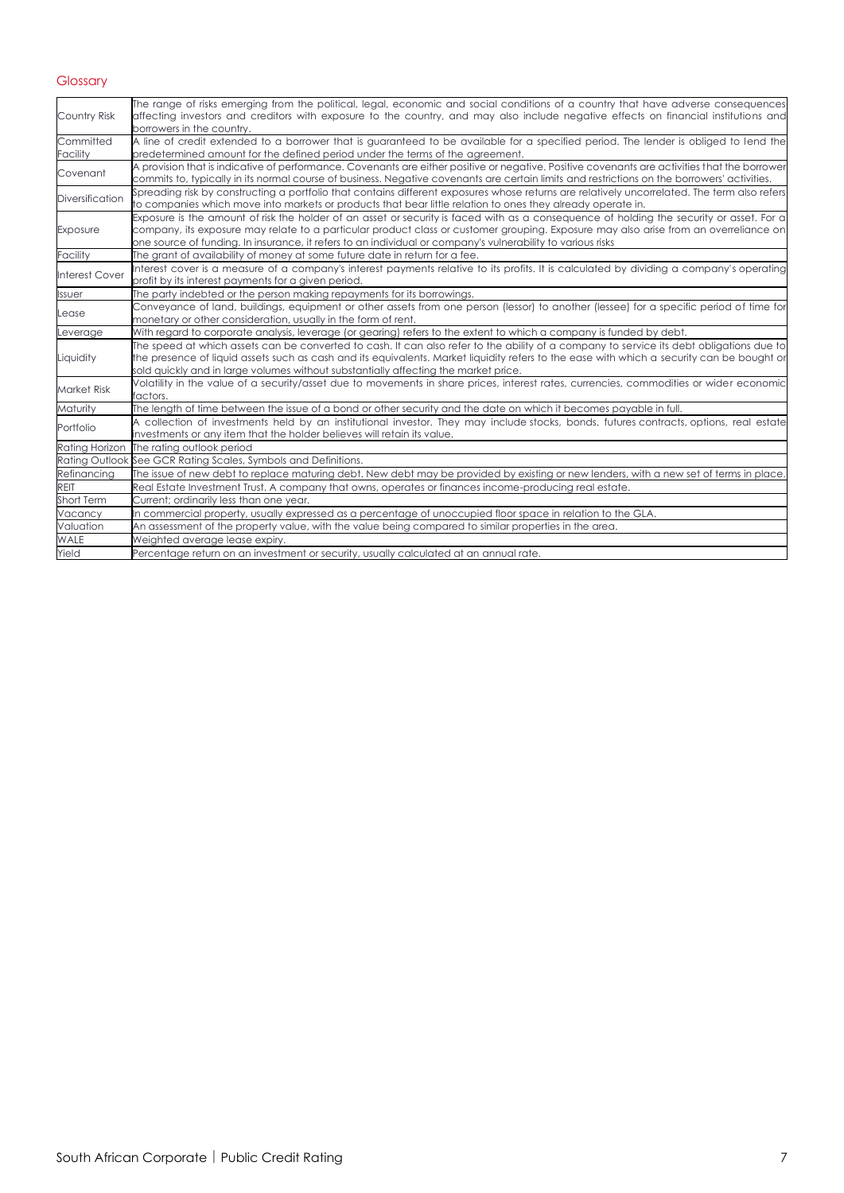## Glossary

| | |
|---|---|
| Country Risk | The range of risks emerging from the political, legal, economic and social conditions of a country that have adverse consequences affecting investors and creditors with exposure to the country, and may also include negative effects on financial institutions and borrowers in the country. |
| Committed Facility | A line of credit extended to a borrower that is guaranteed to be available for a specified period. The lender is obliged to lend the predetermined amount for the defined period under the terms of the agreement. |
| Covenant | A provision that is indicative of performance. Covenants are either positive or negative. Positive covenants are activities that the borrower commits to, typically in its normal course of business. Negative covenants are certain limits and restrictions on the borrowers' activities. |
| Diversification | Spreading risk by constructing a portfolio that contains different exposures whose returns are relatively uncorrelated. The term also refers to companies which move into markets or products that bear little relation to ones they already operate in. |
| Exposure | Exposure is the amount of risk the holder of an asset or security is faced with as a consequence of holding the security or asset. For a company, its exposure may relate to a particular product class or customer grouping. Exposure may also arise from an overreliance on one source of funding. In insurance, it refers to an individual or company's vulnerability to various risks |
| Facility | The grant of availability of money at some future date in return for a fee. |
| Interest Cover | Interest cover is a measure of a company's interest payments relative to its profits. It is calculated by dividing a company's operating profit by its interest payments for a given period. |
| Issuer | The party indebted or the person making repayments for its borrowings. |
| Lease | Conveyance of land, buildings, equipment or other assets from one person (lessor) to another (lessee) for a specific period of time for monetary or other consideration, usually in the form of rent. |
| Leverage | With regard to corporate analysis, leverage (or gearing) refers to the extent to which a company is funded by debt. |
| Liquidity | The speed at which assets can be converted to cash. It can also refer to the ability of a company to service its debt obligations due to the presence of liquid assets such as cash and its equivalents. Market liquidity refers to the ease with which a security can be bought or sold quickly and in large volumes without substantially affecting the market price. |
| Market Risk | Volatility in the value of a security/asset due to movements in share prices, interest rates, currencies, commodities or wider economic factors. |
| Maturity | The length of time between the issue of a bond or other security and the date on which it becomes payable in full. |
| Portfolio | A collection of investments held by an institutional investor. They may include stocks, bonds, futures contracts, options, real estate investments or any item that the holder believes will retain its value. |
| Rating Horizon | The rating outlook period |
| Rating Outlook | See GCR Rating Scales, Symbols and Definitions. |
| Refinancing | The issue of new debt to replace maturing debt. New debt may be provided by existing or new lenders, with a new set of terms in place. |
| REIT | Real Estate Investment Trust. A company that owns, operates or finances income-producing real estate. |
| Short Term | Current; ordinarily less than one year. |
| Vacancy | In commercial property, usually expressed as a percentage of unoccupied floor space in relation to the GLA. |
| Valuation | An assessment of the property value, with the value being compared to similar properties in the area. |
| WALE | Weighted average lease expiry. |
| Yield | Percentage return on an investment or security, usually calculated at an annual rate. |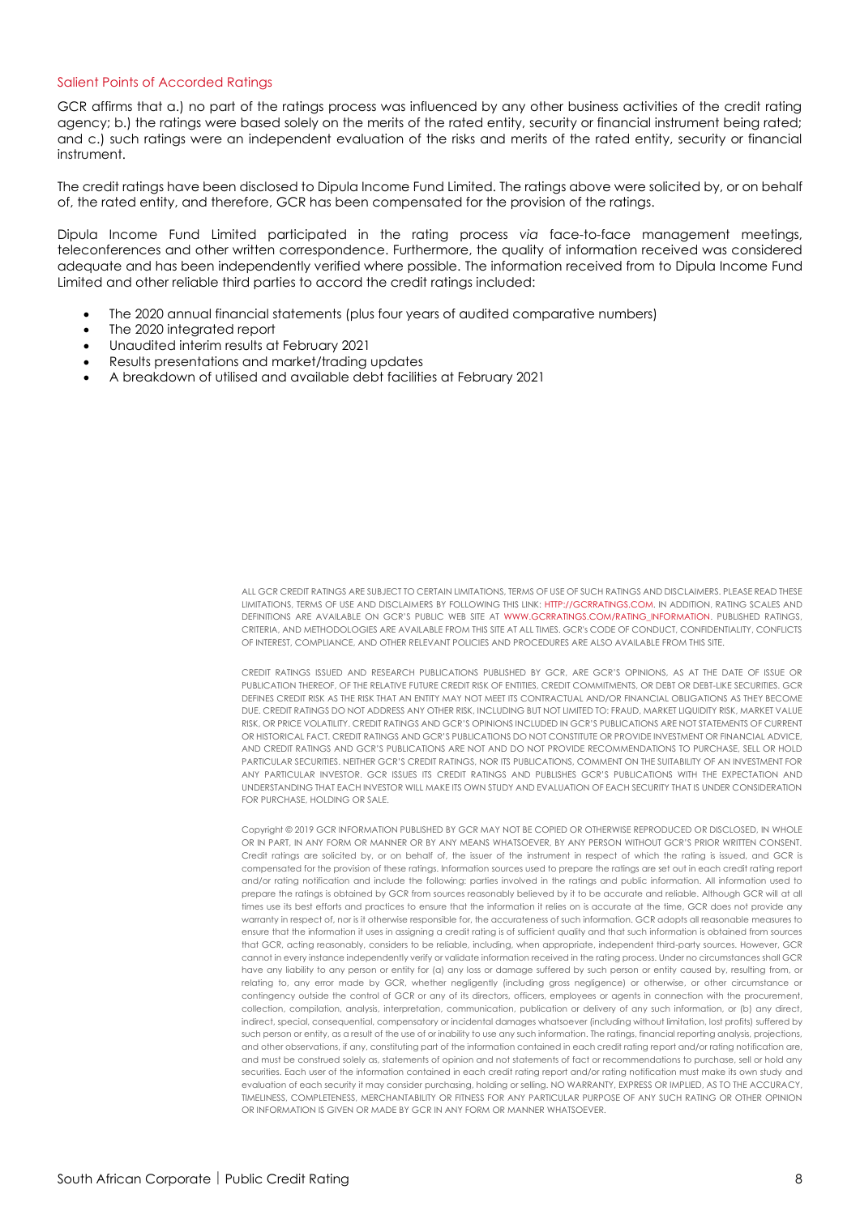## Salient Points of Accorded Ratings

GCR affirms that a.) no part of the ratings process was influenced by any other business activities of the credit rating agency; b.) the ratings were based solely on the merits of the rated entity, security or financial instrument being rated; and c.) such ratings were an independent evaluation of the risks and merits of the rated entity, security or financial instrument.

The credit ratings have been disclosed to Dipula Income Fund Limited. The ratings above were solicited by, or on behalf of, the rated entity, and therefore, GCR has been compensated for the provision of the ratings.

Dipula Income Fund Limited participated in the rating process *via* face-to-face management meetings, teleconferences and other written correspondence. Furthermore, the quality of information received was considered adequate and has been independently verified where possible. The information received from to Dipula Income Fund Limited and other reliable third parties to accord the credit ratings included:

- The 2020 annual financial statements (plus four years of audited comparative numbers)
- The 2020 integrated report
- Unaudited interim results at February 2021
- Results presentations and market/trading updates
- A breakdown of utilised and available debt facilities at February 2021

ALL GCR CREDIT RATINGS ARE SUBJECT TO CERTAIN LIMITATIONS, TERMS OF USE OF SUCH RATINGS AND DISCLAIMERS. PLEASE READ THESE LIMITATIONS, TERMS OF USE AND DISCLAIMERS BY FOLLOWING THIS LINK: HTTP://GCRRATINGS.COM. IN ADDITION, RATING SCALES AND DEFINITIONS ARE AVAILABLE ON GCR'S PUBLIC WEB SITE AT WWW.GCRRATINGS.COM/RATING_INFORMATION. PUBLISHED RATINGS, CRITERIA, AND METHODOLOGIES ARE AVAILABLE FROM THIS SITE AT ALL TIMES. GCR's CODE OF CONDUCT, CONFIDENTIALITY, CONFLICTS OF INTEREST, COMPLIANCE, AND OTHER RELEVANT POLICIES AND PROCEDURES ARE ALSO AVAILABLE FROM THIS SITE.

CREDIT RATINGS ISSUED AND RESEARCH PUBLICATIONS PUBLISHED BY GCR, ARE GCR'S OPINIONS, AS AT THE DATE OF ISSUE OR PUBLICATION THEREOF, OF THE RELATIVE FUTURE CREDIT RISK OF ENTITIES, CREDIT COMMITMENTS, OR DEBT OR DEBT-LIKE SECURITIES. GCR DEFINES CREDIT RISK AS THE RISK THAT AN ENTITY MAY NOT MEET ITS CONTRACTUAL AND/OR FINANCIAL OBLIGATIONS AS THEY BECOME DUE. CREDIT RATINGS DO NOT ADDRESS ANY OTHER RISK, INCLUDING BUT NOT LIMITED TO: FRAUD, MARKET LIQUIDITY RISK, MARKET VALUE RISK, OR PRICE VOLATILITY. CREDIT RATINGS AND GCR'S OPINIONS INCLUDED IN GCR'S PUBLICATIONS ARE NOT STATEMENTS OF CURRENT OR HISTORICAL FACT. CREDIT RATINGS AND GCR'S PUBLICATIONS DO NOT CONSTITUTE OR PROVIDE INVESTMENT OR FINANCIAL ADVICE, AND CREDIT RATINGS AND GCR'S PUBLICATIONS ARE NOT AND DO NOT PROVIDE RECOMMENDATIONS TO PURCHASE, SELL OR HOLD PARTICULAR SECURITIES. NEITHER GCR'S CREDIT RATINGS, NOR ITS PUBLICATIONS, COMMENT ON THE SUITABILITY OF AN INVESTMENT FOR ANY PARTICULAR INVESTOR. GCR ISSUES ITS CREDIT RATINGS AND PUBLISHES GCR'S PUBLICATIONS WITH THE EXPECTATION AND UNDERSTANDING THAT EACH INVESTOR WILL MAKE ITS OWN STUDY AND EVALUATION OF EACH SECURITY THAT IS UNDER CONSIDERATION FOR PURCHASE, HOLDING OR SALE.

Copyright © 2019 GCR INFORMATION PUBLISHED BY GCR MAY NOT BE COPIED OR OTHERWISE REPRODUCED OR DISCLOSED, IN WHOLE OR IN PART, IN ANY FORM OR MANNER OR BY ANY MEANS WHATSOEVER, BY ANY PERSON WITHOUT GCR'S PRIOR WRITTEN CONSENT. Credit ratings are solicited by, or on behalf of, the issuer of the instrument in respect of which the rating is issued, and GCR is compensated for the provision of these ratings. Information sources used to prepare the ratings are set out in each credit rating report and/or rating notification and include the following: parties involved in the ratings and public information. All information used to prepare the ratings is obtained by GCR from sources reasonably believed by it to be accurate and reliable. Although GCR will at all times use its best efforts and practices to ensure that the information it relies on is accurate at the time, GCR does not provide any warranty in respect of, nor is it otherwise responsible for, the accurateness of such information. GCR adopts all reasonable measures to ensure that the information it uses in assigning a credit rating is of sufficient quality and that such information is obtained from sources that GCR, acting reasonably, considers to be reliable, including, when appropriate, independent third-party sources. However, GCR cannot in every instance independently verify or validate information received in the rating process. Under no circumstances shall GCR have any liability to any person or entity for (a) any loss or damage suffered by such person or entity caused by, resulting from, or relating to, any error made by GCR, whether negligently (including gross negligence) or otherwise, or other circumstance or contingency outside the control of GCR or any of its directors, officers, employees or agents in connection with the procurement, collection, compilation, analysis, interpretation, communication, publication or delivery of any such information, or (b) any direct, indirect, special, consequential, compensatory or incidental damages whatsoever (including without limitation, lost profits) suffered by such person or entity, as a result of the use of or inability to use any such information. The ratings, financial reporting analysis, projections, and other observations, if any, constituting part of the information contained in each credit rating report and/or rating notification are, and must be construed solely as, statements of opinion and not statements of fact or recommendations to purchase, sell or hold any securities. Each user of the information contained in each credit rating report and/or rating notification must make its own study and evaluation of each security it may consider purchasing, holding or selling. NO WARRANTY, EXPRESS OR IMPLIED, AS TO THE ACCURACY, TIMELINESS, COMPLETENESS, MERCHANTABILITY OR FITNESS FOR ANY PARTICULAR PURPOSE OF ANY SUCH RATING OR OTHER OPINION OR INFORMATION IS GIVEN OR MADE BY GCR IN ANY FORM OR MANNER WHATSOEVER.